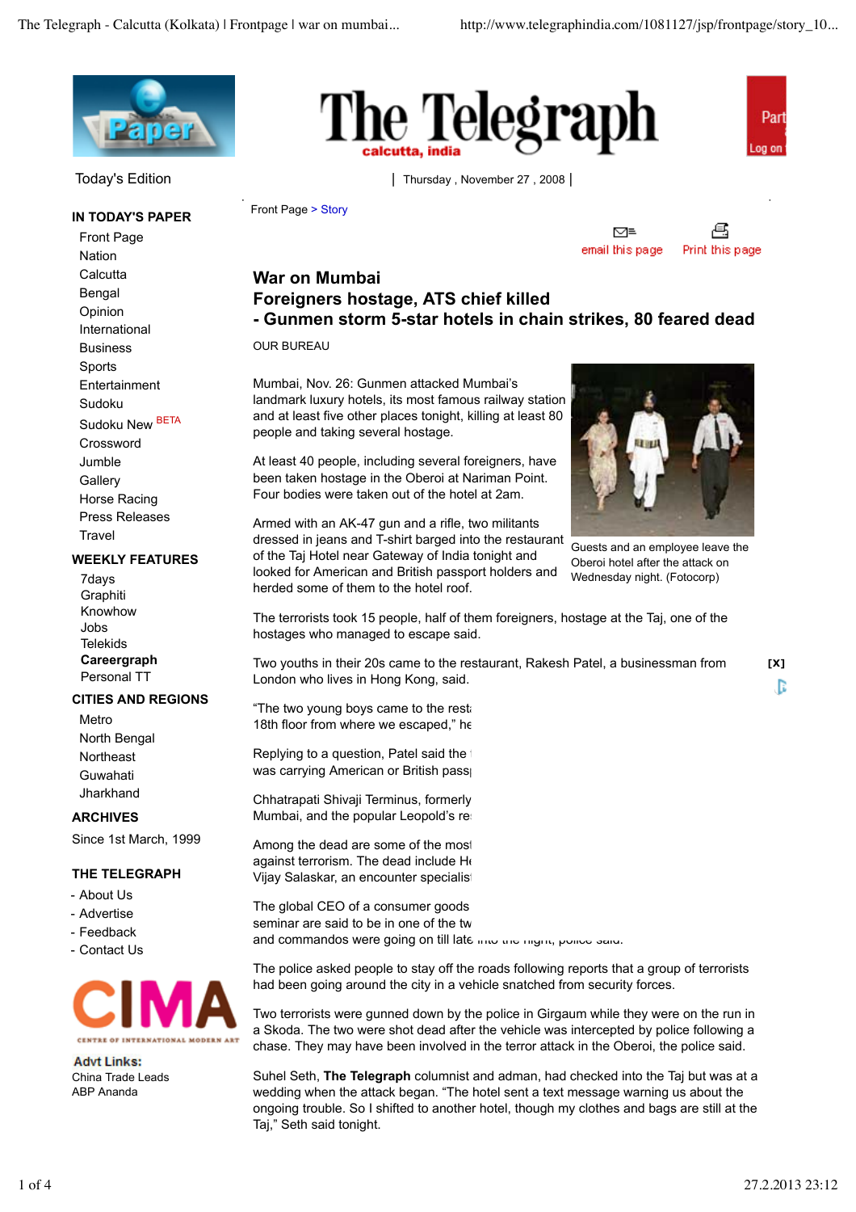Today's Edition

Thursday , November 27 , 2008

Front Page > Story

# War on Mumbai

## Foreigners hostage, ATS chief killed

## - Gunmen storm 5-star hotels in chain strikes, 80 feared dead

OUR BUREAU

Mumbai, Nov. 26: Gunmen attacked Mumbai's landmark luxury hotels, its most famous railway station and at least five other places tonight, killing at least 80 people and taking several hostage.

At least 40 people, including several foreigners, have been taken hostage in the Oberoi at Nariman Point. Four bodies were taken out of the hotel at 2am.

Armed with an AK-47 gun and a rifle, two militants dressed in jeans and T-shirt barged into the restaurant of the Taj Hotel near Gateway of India tonight and looked for American and British passport holders and herded some of them to the hotel roof.

Guests and an employee leave the Oberoi hotel after the attack on Wednesday night. (Fotocorp)

The terrorists took 15 people, half of them foreigners, hostage at the Taj, one of the hostages who managed to escape said.

Two youths in their 20s came to the restaurant, Rakesh Patel, a businessman from London who lives in Hong Kong, said.

"The two young boys came to the rest... 18th floor from where we escaped," he...

Replying to a question, Patel said the ... was carrying American or British pass...

Chhatrapati Shivaji Terminus, formerly ... Mumbai, and the popular Leopold's re...

Among the dead are some of the most... against terrorism. The dead include H... Vijay Salaskar, an encounter specialis...

The global CEO of a consumer goods ... seminar are said to be in one of the tw... and commandos were going on till late into the night, police said.

The police asked people to stay off the roads following reports that a group of terrorists had been going around the city in a vehicle snatched from security forces.

Two terrorists were gunned down by the police in Girgaum while they were on the run in a Skoda. The two were shot dead after the vehicle was intercepted by police following a chase. They may have been involved in the terror attack in the Oberoi, the police said.

Suhel Seth, **The Telegraph** columnist and adman, had checked into the Taj but was at a wedding when the attack began. "The hotel sent a text message warning us about the ongoing trouble. So I shifted to another hotel, though my clothes and bags are still at the Taj," Seth said tonight.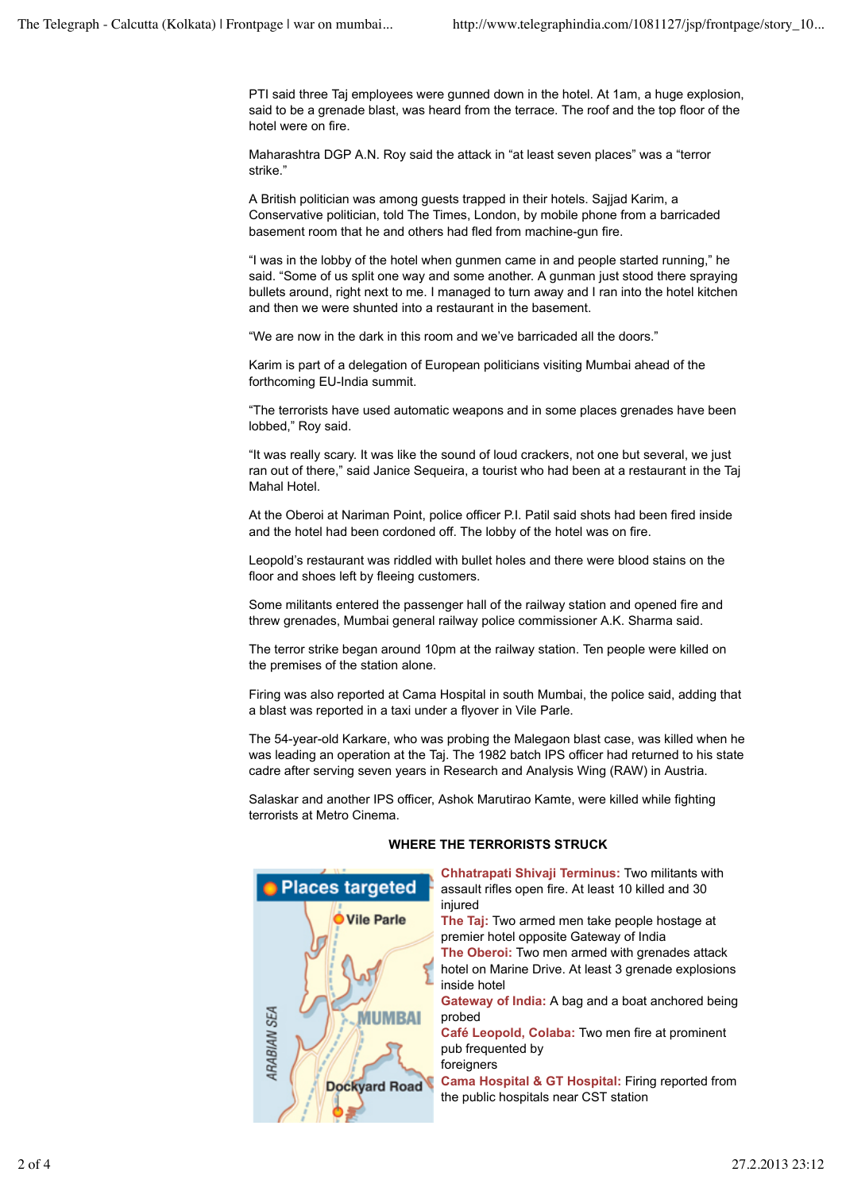PTI said three Taj employees were gunned down in the hotel. At 1am, a huge explosion, said to be a grenade blast, was heard from the terrace. The roof and the top floor of the hotel were on fire.

Maharashtra DGP A.N. Roy said the attack in "at least seven places" was a "terror strike."

A British politician was among guests trapped in their hotels. Sajjad Karim, a Conservative politician, told The Times, London, by mobile phone from a barricaded basement room that he and others had fled from machine-gun fire.

"I was in the lobby of the hotel when gunmen came in and people started running," he said. "Some of us split one way and some another. A gunman just stood there spraying bullets around, right next to me. I managed to turn away and I ran into the hotel kitchen and then we were shunted into a restaurant in the basement.

"We are now in the dark in this room and we've barricaded all the doors."

Karim is part of a delegation of European politicians visiting Mumbai ahead of the forthcoming EU-India summit.

"The terrorists have used automatic weapons and in some places grenades have been lobbed," Roy said.

"It was really scary. It was like the sound of loud crackers, not one but several, we just ran out of there," said Janice Sequeira, a tourist who had been at a restaurant in the Taj Mahal Hotel.

At the Oberoi at Nariman Point, police officer P.I. Patil said shots had been fired inside and the hotel had been cordoned off. The lobby of the hotel was on fire.

Leopold's restaurant was riddled with bullet holes and there were blood stains on the floor and shoes left by fleeing customers.

Some militants entered the passenger hall of the railway station and opened fire and threw grenades, Mumbai general railway police commissioner A.K. Sharma said.

The terror strike began around 10pm at the railway station. Ten people were killed on the premises of the station alone.

Firing was also reported at Cama Hospital in south Mumbai, the police said, adding that a blast was reported in a taxi under a flyover in Vile Parle.

The 54-year-old Karkare, who was probing the Malegaon blast case, was killed when he was leading an operation at the Taj. The 1982 batch IPS officer had returned to his state cadre after serving seven years in Research and Analysis Wing (RAW) in Austria.

Salaskar and another IPS officer, Ashok Marutirao Kamte, were killed while fighting terrorists at Metro Cinema.

**WHERE THE TERRORISTS STRUCK**

Places targeted

Vile Parle

MUMBAI

ARABIAN SEA

Dockyard Road

**Chhatrapati Shivaji Terminus:** Two militants with assault rifles open fire. At least 10 killed and 30 injured
**The Taj:** Two armed men take people hostage at premier hotel opposite Gateway of India
**The Oberoi:** Two men armed with grenades attack hotel on Marine Drive. At least 3 grenade explosions inside hotel
**Gateway of India:** A bag and a boat anchored being probed
**Café Leopold, Colaba:** Two men fire at prominent pub frequented by foreigners
**Cama Hospital & GT Hospital:** Firing reported from the public hospitals near CST station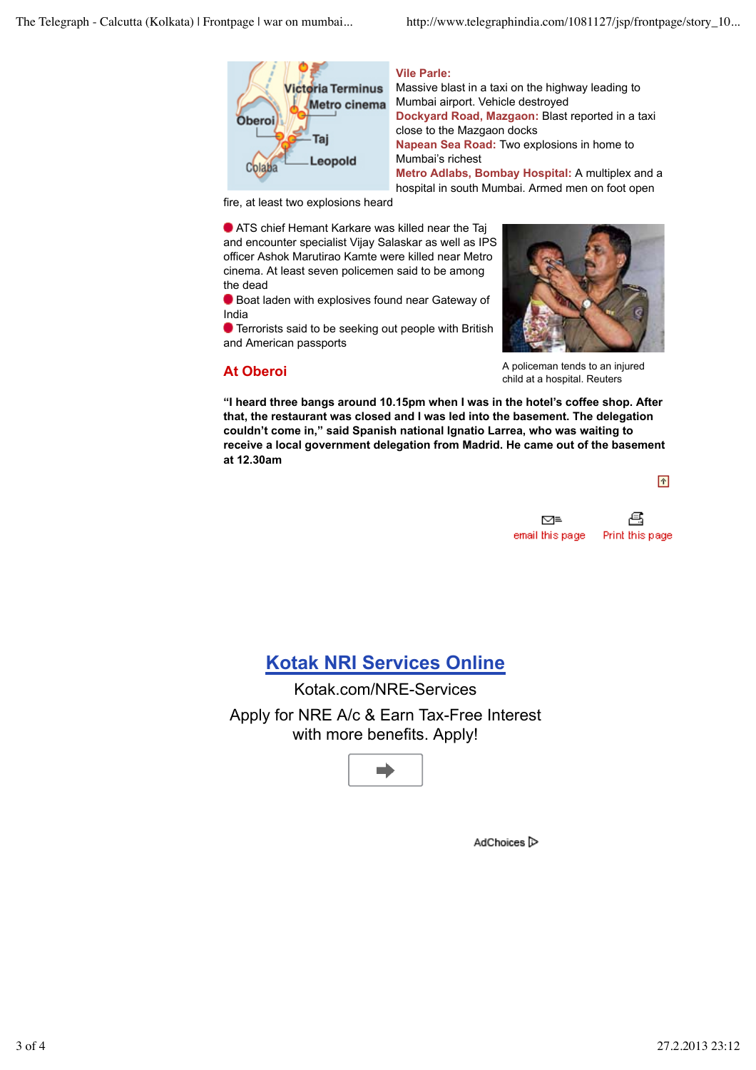**Vile Parle:** Massive blast in a taxi on the highway leading to Mumbai airport. Vehicle destroyed

**Dockyard Road, Mazgaon:** Blast reported in a taxi close to the Mazgaon docks

**Napean Sea Road:** Two explosions in home to Mumbai's richest

**Metro Adlabs, Bombay Hospital:** A multiplex and a hospital in south Mumbai. Armed men on foot open fire, at least two explosions heard

- ATS chief Hemant Karkare was killed near the Taj and encounter specialist Vijay Salaskar as well as IPS officer Ashok Marutirao Kamte were killed near Metro cinema. At least seven policemen said to be among the dead
- Boat laden with explosives found near Gateway of India
- Terrorists said to be seeking out people with British and American passports

A policeman tends to an injured child at a hospital. Reuters

## At Oberoi

**"I heard three bangs around 10.15pm when I was in the hotel's coffee shop. After that, the restaurant was closed and I was led into the basement. The delegation couldn't come in," said Spanish national Ignatio Larrea, who was waiting to receive a local government delegation from Madrid. He came out of the basement at 12.30am**

email this page    Print this page

**Kotak NRI Services Online**

Kotak.com/NRE-Services

Apply for NRE A/c & Earn Tax-Free Interest with more benefits. Apply!

AdChoices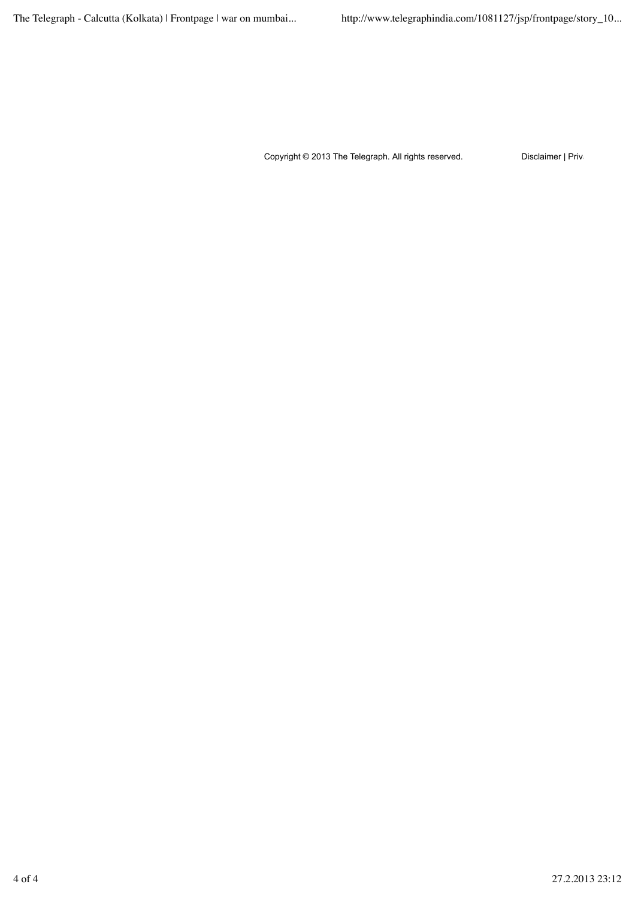Copyright © 2013 The Telegraph. All rights reserved.

Disclaimer | Priv